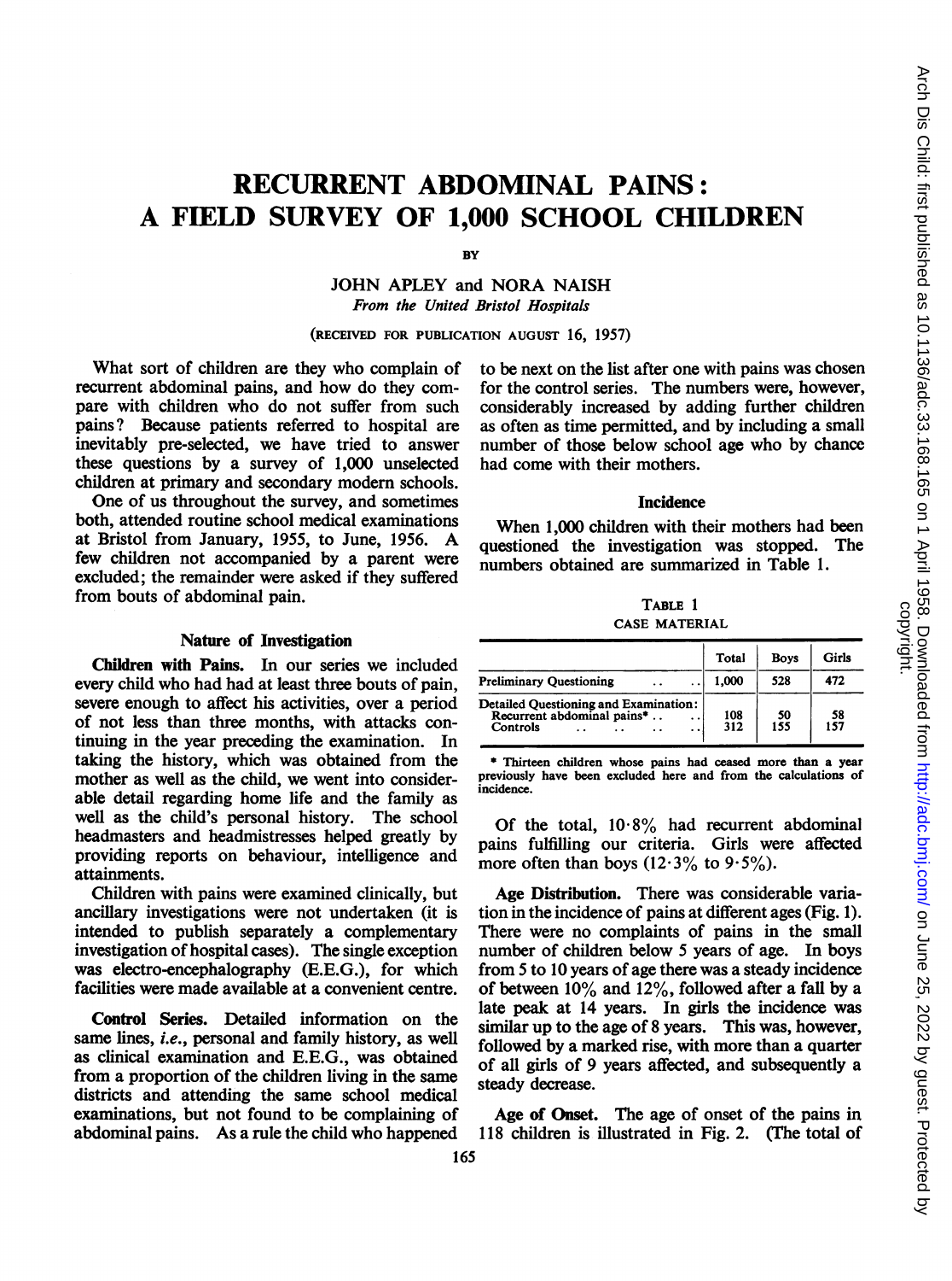# RECURRENT ABDOMINAL PAINS: A FIELD SURVEY OF 1,000 SCHOOL CHILDREN

BY

JOHN APLEY and NORA NAISH

*From the United Bristol Hospitals*

(RECEIVED FOR PUBLICATION AUGUST 16, 1957)

What sort of children are they who complain of recurrent abdominal pains, and how do they compare with children who do not suffer from such pains? Because patients referred to hospital are inevitably pre-selected, we have tried to answer these questions by a survey of 1,000 unselected children at primary and secondary modern schools.

One of us throughout the survey, and sometimes both, attended routine school medical examinations at Bristol from January, 1955, to June, 1956. A few children not accompanied by a parent were excluded; the remainder were asked if they suffered from bouts of abdominal pain.

## Nature of Investigation

**Children with Pains.** In our series we included every child who had had at least three bouts of pain, severe enough to affect his activities, over a period of not less than three months, with attacks continuing in the year preceding the examination. In taking the history, which was obtained from the mother as well as the child, we went into considerable detail regarding home life and the family as well as the child's personal history. The school headmasters and headmistresses helped greatly by providing reports on behaviour, intelligence and attainments.

Children with pains were examined clinically, but ancillary investigations were not undertaken (it is intended to publish separately a complementary investigation of hospital cases). The single exception was electro-encephalography (E.E.G.), for which facilities were made available at a convenient centre.

**Control Series.** Detailed information on the same lines, *i.e.*, personal and family history, as well as clinical examination and E.E.G., was obtained from a proportion of the children living in the same districts and attending the same school medical examinations, but not found to be complaining of abdominal pains. As a rule the child who happened to be next on the list after one with pains was chosen for the control series. The numbers were, however, considerably increased by adding further children as often as time permitted, and by including a small number of those below school age who by chance had come with their mothers.

## Incidence

When 1,000 children with their mothers had been questioned the investigation was stopped. The numbers obtained are summarized in Table 1.

TABLE 1
CASE MATERIAL

| | Total | Boys | Girls |
|---|---|---|---|
| Preliminary Questioning | 1,000 | 528 | 472 |
| Detailed Questioning and Examination: | | | |
| Recurrent abdominal pains* | 108 | 50 | 58 |
| Controls | 312 | 155 | 157 |

\* Thirteen children whose pains had ceased more than a year previously have been excluded here and from the calculations of incidence.

Of the total, 10·8% had recurrent abdominal pains fulfilling our criteria. Girls were affected more often than boys (12·3% to 9·5%).

**Age Distribution.** There was considerable variation in the incidence of pains at different ages (Fig. 1). There were no complaints of pains in the small number of children below 5 years of age. In boys from 5 to 10 years of age there was a steady incidence of between 10% and 12%, followed after a fall by a late peak at 14 years. In girls the incidence was similar up to the age of 8 years. This was, however, followed by a marked rise, with more than a quarter of all girls of 9 years affected, and subsequently a steady decrease.

**Age of Onset.** The age of onset of the pains in 118 children is illustrated in Fig. 2. (The total of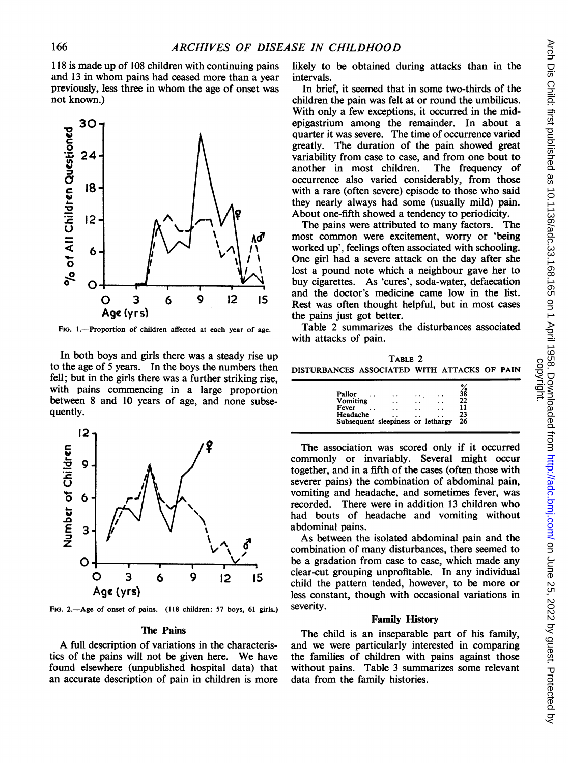118 is made up of 108 children with continuing pains and 13 in whom pains had ceased more than a year previously, less three in whom the age of onset was not known.)

FIG. 1.—Proportion of children affected at each year of age.

In both boys and girls there was a steady rise up to the age of 5 years. In the boys the numbers then fell; but in the girls there was a further striking rise, with pains commencing in a large proportion between 8 and 10 years of age, and none subsequently.

FIG. 2.—Age of onset of pains. (118 children: 57 boys, 61 girls.)

## The Pains

A full description of variations in the characteristics of the pains will not be given here. We have found elsewhere (unpublished hospital data) that an accurate description of pain in children is more likely to be obtained during attacks than in the intervals.

In brief, it seemed that in some two-thirds of the children the pain was felt at or round the umbilicus. With only a few exceptions, it occurred in the mid-epigastrium among the remainder. In about a quarter it was severe. The time of occurrence varied greatly. The duration of the pain showed great variability from case to case, and from one bout to another in most children. The frequency of occurrence also varied considerably, from those with a rare (often severe) episode to those who said they nearly always had some (usually mild) pain. About one-fifth showed a tendency to periodicity.

The pains were attributed to many factors. The most common were excitement, worry or 'being worked up', feelings often associated with schooling. One girl had a severe attack on the day after she lost a pound note which a neighbour gave her to buy cigarettes. As 'cures', soda-water, defaecation and the doctor's medicine came low in the list. Rest was often thought helpful, but in most cases the pains just got better.

Table 2 summarizes the disturbances associated with attacks of pain.

TABLE 2
DISTURBANCES ASSOCIATED WITH ATTACKS OF PAIN

| | % |
|---|---|
| Pallor | 38 |
| Vomiting | 22 |
| Fever | 11 |
| Headache | 23 |
| Subsequent sleepiness or lethargy | 26 |

The association was scored only if it occurred commonly or invariably. Several might occur together, and in a fifth of the cases (often those with severer pains) the combination of abdominal pain, vomiting and headache, and sometimes fever, was recorded. There were in addition 13 children who had bouts of headache and vomiting without abdominal pains.

As between the isolated abdominal pain and the combination of many disturbances, there seemed to be a gradation from case to case, which made any clear-cut grouping unprofitable. In any individual child the pattern tended, however, to be more or less constant, though with occasional variations in severity.

## Family History

The child is an inseparable part of his family, and we were particularly interested in comparing the families of children with pains against those without pains. Table 3 summarizes some relevant data from the family histories.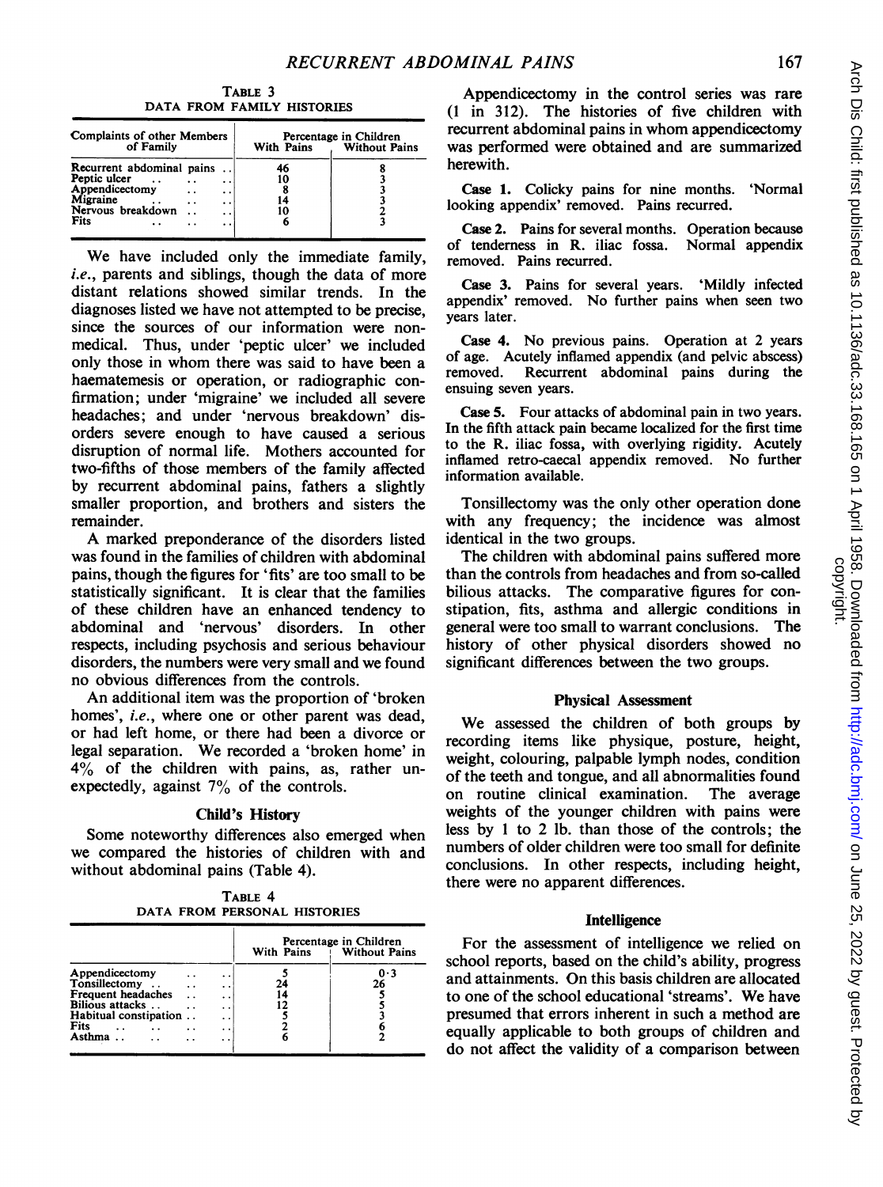TABLE 3
DATA FROM FAMILY HISTORIES

| Complaints of other Members of Family | Percentage in Children With Pains | Percentage in Children Without Pains |
|---|---|---|
| Recurrent abdominal pains | 46 | 8 |
| Peptic ulcer | 10 | 3 |
| Appendicectomy | 8 | 3 |
| Migraine | 14 | 3 |
| Nervous breakdown | 10 | 2 |
| Fits | 6 | 3 |

We have included only the immediate family, *i.e.*, parents and siblings, though the data of more distant relations showed similar trends. In the diagnoses listed we have not attempted to be precise, since the sources of our information were non-medical. Thus, under 'peptic ulcer' we included only those in whom there was said to have been a haematemesis or operation, or radiographic confirmation; under 'migraine' we included all severe headaches; and under 'nervous breakdown' disorders severe enough to have caused a serious disruption of normal life. Mothers accounted for two-fifths of those members of the family affected by recurrent abdominal pains, fathers a slightly smaller proportion, and brothers and sisters the remainder.

A marked preponderance of the disorders listed was found in the families of children with abdominal pains, though the figures for 'fits' are too small to be statistically significant. It is clear that the families of these children have an enhanced tendency to abdominal and 'nervous' disorders. In other respects, including psychosis and serious behaviour disorders, the numbers were very small and we found no obvious differences from the controls.

An additional item was the proportion of 'broken homes', *i.e.*, where one or other parent was dead, or had left home, or there had been a divorce or legal separation. We recorded a 'broken home' in 4% of the children with pains, as, rather unexpectedly, against 7% of the controls.

## Child's History

Some noteworthy differences also emerged when we compared the histories of children with and without abdominal pains (Table 4).

TABLE 4
DATA FROM PERSONAL HISTORIES

| | Percentage in Children With Pains | Percentage in Children Without Pains |
|---|---|---|
| Appendicectomy | 5 | 0·3 |
| Tonsillectomy | 24 | 26 |
| Frequent headaches | 14 | 5 |
| Bilious attacks | 12 | 5 |
| Habitual constipation | 5 | 3 |
| Fits | 2 | 6 |
| Asthma | 6 | 2 |

Appendicectomy in the control series was rare (1 in 312). The histories of five children with recurrent abdominal pains in whom appendicectomy was performed were obtained and are summarized herewith.

**Case 1.** Colicky pains for nine months. 'Normal looking appendix' removed. Pains recurred.

**Case 2.** Pains for several months. Operation because of tenderness in R. iliac fossa. Normal appendix removed. Pains recurred.

**Case 3.** Pains for several years. 'Mildly infected appendix' removed. No further pains when seen two years later.

**Case 4.** No previous pains. Operation at 2 years of age. Acutely inflamed appendix (and pelvic abscess) removed. Recurrent abdominal pains during the ensuing seven years.

**Case 5.** Four attacks of abdominal pain in two years. In the fifth attack pain became localized for the first time to the R. iliac fossa, with overlying rigidity. Acutely inflamed retro-caecal appendix removed. No further information available.

Tonsillectomy was the only other operation done with any frequency; the incidence was almost identical in the two groups.

The children with abdominal pains suffered more than the controls from headaches and from so-called bilious attacks. The comparative figures for constipation, fits, asthma and allergic conditions in general were too small to warrant conclusions. The history of other physical disorders showed no significant differences between the two groups.

## Physical Assessment

We assessed the children of both groups by recording items like physique, posture, height, weight, colouring, palpable lymph nodes, condition of the teeth and tongue, and all abnormalities found on routine clinical examination. The average weights of the younger children with pains were less by 1 to 2 lb. than those of the controls; the numbers of older children were too small for definite conclusions. In other respects, including height, there were no apparent differences.

## Intelligence

For the assessment of intelligence we relied on school reports, based on the child's ability, progress and attainments. On this basis children are allocated to one of the school educational 'streams'. We have presumed that errors inherent in such a method are equally applicable to both groups of children and do not affect the validity of a comparison between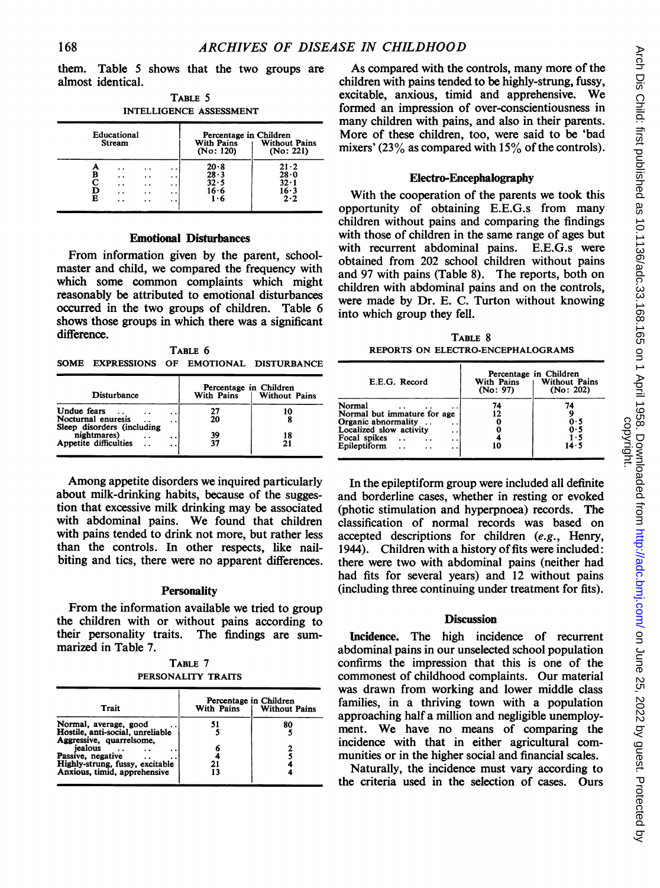them. Table 5 shows that the two groups are almost identical.

TABLE 5
INTELLIGENCE ASSESSMENT

| Educational Stream | Percentage in Children | |
|---|---|---|
| | With Pains (No: 120) | Without Pains (No: 221) |
| A | 20·8 | 21·2 |
| B | 28·3 | 28·0 |
| C | 32·5 | 32·1 |
| D | 16·6 | 16·3 |
| E | 1·6 | 2·2 |

### Emotional Disturbances

From information given by the parent, schoolmaster and child, we compared the frequency with which some common complaints which might reasonably be attributed to emotional disturbances occurred in the two groups of children. Table 6 shows those groups in which there was a significant difference.

TABLE 6
SOME EXPRESSIONS OF EMOTIONAL DISTURBANCE

| Disturbance | Percentage in Children | |
|---|---|---|
| | With Pains | Without Pains |
| Undue fears | 27 | 10 |
| Nocturnal enuresis | 20 | 8 |
| Sleep disorders (including nightmares) | 39 | 18 |
| Appetite difficulties | 37 | 21 |

Among appetite disorders we inquired particularly about milk-drinking habits, because of the suggestion that excessive milk drinking may be associated with abdominal pains. We found that children with pains tended to drink not more, but rather less than the controls. In other respects, like nail-biting and tics, there were no apparent differences.

### Personality

From the information available we tried to group the children with or without pains according to their personality traits. The findings are summarized in Table 7.

TABLE 7
PERSONALITY TRAITS

| Trait | Percentage in Children | |
|---|---|---|
| | With Pains | Without Pains |
| Normal, average, good | 51 | 80 |
| Hostile, anti-social, unreliable | 5 | 5 |
| Aggressive, quarrelsome, jealous | 6 | 2 |
| Passive, negative | 4 | 5 |
| Highly-strung, fussy, excitable | 21 | 4 |
| Anxious, timid, apprehensive | 13 | 4 |

As compared with the controls, many more of the children with pains tended to be highly-strung, fussy, excitable, anxious, timid and apprehensive. We formed an impression of over-conscientiousness in many children with pains, and also in their parents. More of these children, too, were said to be 'bad mixers' (23% as compared with 15% of the controls).

### Electro-Encephalography

With the cooperation of the parents we took this opportunity of obtaining E.E.G.s from many children without pains and comparing the findings with those of children in the same range of ages but with recurrent abdominal pains. E.E.G.s were obtained from 202 school children without pains and 97 with pains (Table 8). The reports, both on children with abdominal pains and on the controls, were made by Dr. E. C. Turton without knowing into which group they fell.

TABLE 8
REPORTS ON ELECTRO-ENCEPHALOGRAMS

| E.E.G. Record | Percentage in Children | |
|---|---|---|
| | With Pains (No: 97) | Without Pains (No: 202) |
| Normal | 74 | 74 |
| Normal but immature for age | 12 | 9 |
| Organic abnormality | 0 | 0·5 |
| Localized slow activity | 0 | 0·5 |
| Focal spikes | 4 | 1·5 |
| Epileptiform | 10 | 14·5 |

In the epileptiform group were included all definite and borderline cases, whether in resting or evoked (photic stimulation and hyperpnoea) records. The classification of normal records was based on accepted descriptions for children (*e.g.*, Henry, 1944). Children with a history of fits were included: there were two with abdominal pains (neither had had fits for several years) and 12 without pains (including three continuing under treatment for fits).

### Discussion

**Incidence.** The high incidence of recurrent abdominal pains in our unselected school population confirms the impression that this is one of the commonest of childhood complaints. Our material was drawn from working and lower middle class families, in a thriving town with a population approaching half a million and negligible unemployment. We have no means of comparing the incidence with that in either agricultural communities or in the higher social and financial scales.

Naturally, the incidence must vary according to the criteria used in the selection of cases. Ours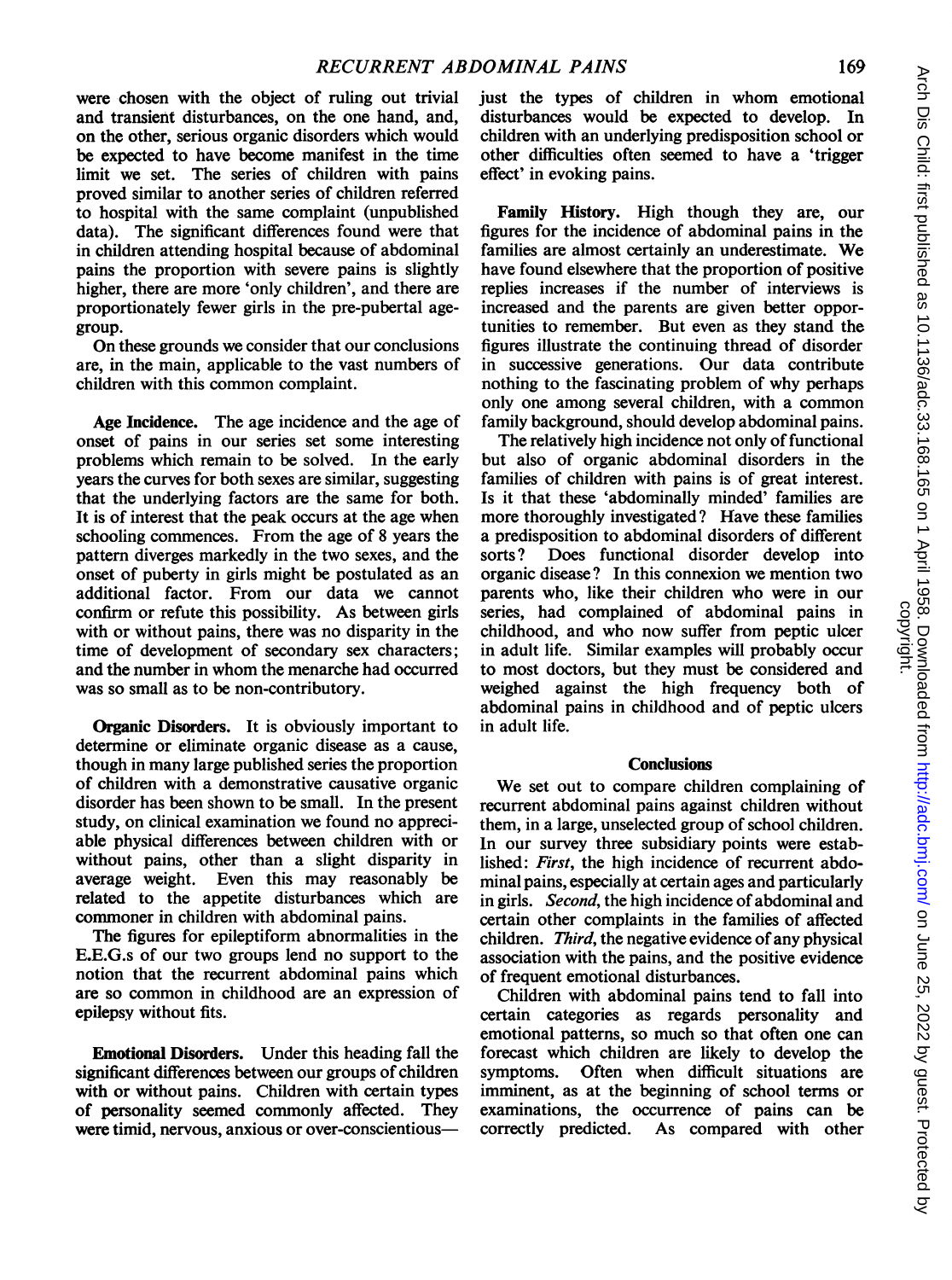were chosen with the object of ruling out trivial and transient disturbances, on the one hand, and, on the other, serious organic disorders which would be expected to have become manifest in the time limit we set. The series of children with pains proved similar to another series of children referred to hospital with the same complaint (unpublished data). The significant differences found were that in children attending hospital because of abdominal pains the proportion with severe pains is slightly higher, there are more 'only children', and there are proportionately fewer girls in the pre-pubertal age-group.

On these grounds we consider that our conclusions are, in the main, applicable to the vast numbers of children with this common complaint.

**Age Incidence.** The age incidence and the age of onset of pains in our series set some interesting problems which remain to be solved. In the early years the curves for both sexes are similar, suggesting that the underlying factors are the same for both. It is of interest that the peak occurs at the age when schooling commences. From the age of 8 years the pattern diverges markedly in the two sexes, and the onset of puberty in girls might be postulated as an additional factor. From our data we cannot confirm or refute this possibility. As between girls with or without pains, there was no disparity in the time of development of secondary sex characters; and the number in whom the menarche had occurred was so small as to be non-contributory.

**Organic Disorders.** It is obviously important to determine or eliminate organic disease as a cause, though in many large published series the proportion of children with a demonstrative causative organic disorder has been shown to be small. In the present study, on clinical examination we found no appreciable physical differences between children with or without pains, other than a slight disparity in average weight. Even this may reasonably be related to the appetite disturbances which are commoner in children with abdominal pains.

The figures for epileptiform abnormalities in the E.E.G.s of our two groups lend no support to the notion that the recurrent abdominal pains which are so common in childhood are an expression of epilepsy without fits.

**Emotional Disorders.** Under this heading fall the significant differences between our groups of children with or without pains. Children with certain types of personality seemed commonly affected. They were timid, nervous, anxious or over-conscientious—just the types of children in whom emotional disturbances would be expected to develop. In children with an underlying predisposition school or other difficulties often seemed to have a 'trigger effect' in evoking pains.

**Family History.** High though they are, our figures for the incidence of abdominal pains in the families are almost certainly an underestimate. We have found elsewhere that the proportion of positive replies increases if the number of interviews is increased and the parents are given better opportunities to remember. But even as they stand the figures illustrate the continuing thread of disorder in successive generations. Our data contribute nothing to the fascinating problem of why perhaps only one among several children, with a common family background, should develop abdominal pains.

The relatively high incidence not only of functional but also of organic abdominal disorders in the families of children with pains is of great interest. Is it that these 'abdominally minded' families are more thoroughly investigated? Have these families a predisposition to abdominal disorders of different sorts? Does functional disorder develop into organic disease? In this connexion we mention two parents who, like their children who were in our series, had complained of abdominal pains in childhood, and who now suffer from peptic ulcer in adult life. Similar examples will probably occur to most doctors, but they must be considered and weighed against the high frequency both of abdominal pains in childhood and of peptic ulcers in adult life.

## Conclusions

We set out to compare children complaining of recurrent abdominal pains against children without them, in a large, unselected group of school children. In our survey three subsidiary points were established: *First*, the high incidence of recurrent abdominal pains, especially at certain ages and particularly in girls. *Second*, the high incidence of abdominal and certain other complaints in the families of affected children. *Third*, the negative evidence of any physical association with the pains, and the positive evidence of frequent emotional disturbances.

Children with abdominal pains tend to fall into certain categories as regards personality and emotional patterns, so much so that often one can forecast which children are likely to develop the symptoms. Often when difficult situations are imminent, as at the beginning of school terms or examinations, the occurrence of pains can be correctly predicted. As compared with other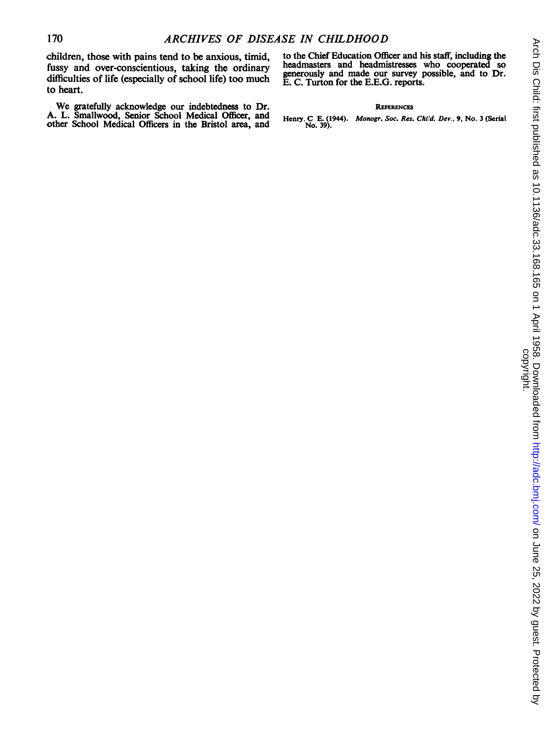children, those with pains tend to be anxious, timid, fussy and over-conscientious, taking the ordinary difficulties of life (especially of school life) too much to heart.

We gratefully acknowledge our indebtedness to Dr. A. L. Smallwood, Senior School Medical Officer, and other School Medical Officers in the Bristol area, and to the Chief Education Officer and his staff, including the headmasters and headmistresses who cooperated so generously and made our survey possible, and to Dr. E. C. Turton for the E.E.G. reports.

### References

Henry, C. E. (1944). *Monogr. Soc. Res. Child. Dev.*, 9, No. 3 (Serial No. 39).